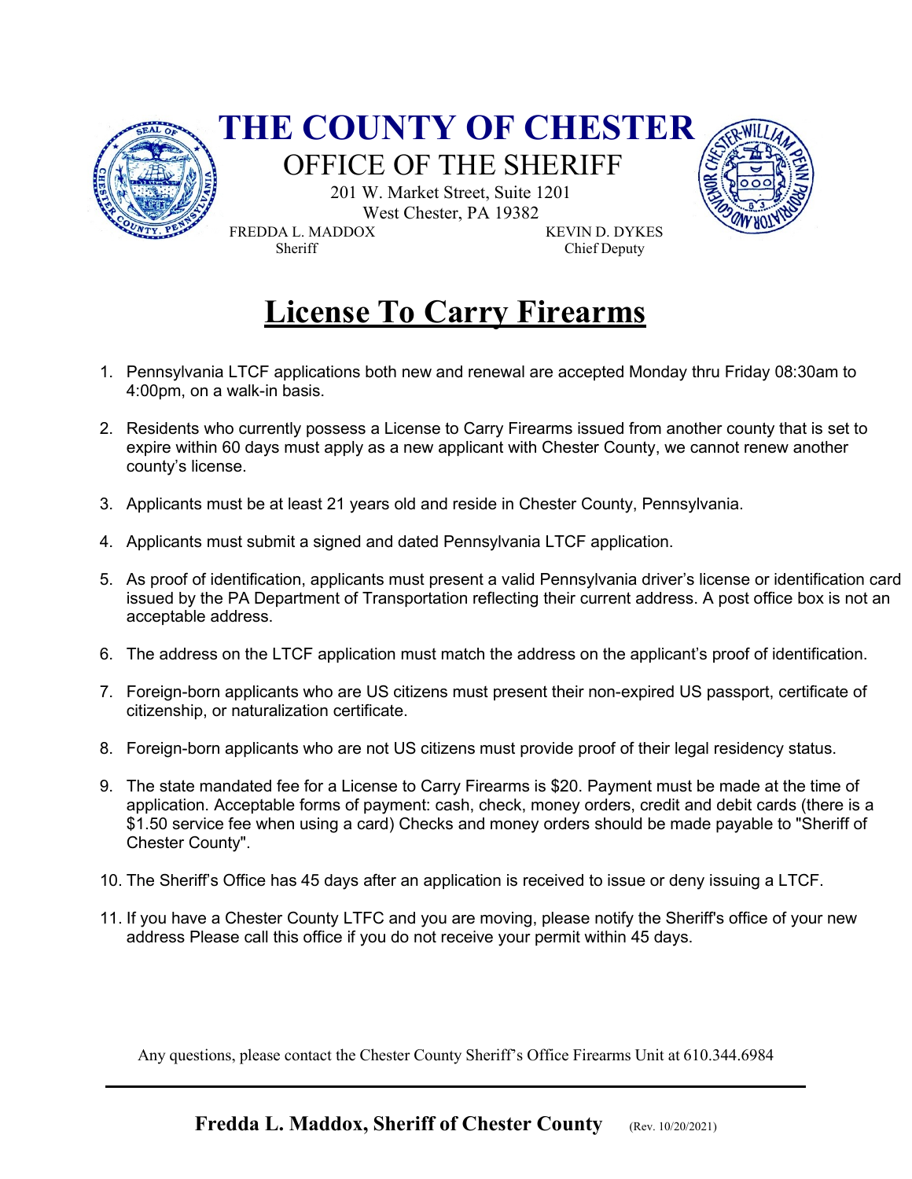# THE COUNTY OF CHESTER

## OFFICE OF THE SHERIFF

201 W. Market Street, Suite 1201
West Chester, PA 19382

FREDDA L. MADDOX
Sheriff

KEVIN D. DYKES
Chief Deputy

# License To Carry Firearms

1. Pennsylvania LTCF applications both new and renewal are accepted Monday thru Friday 08:30am to 4:00pm, on a walk-in basis.
2. Residents who currently possess a License to Carry Firearms issued from another county that is set to expire within 60 days must apply as a new applicant with Chester County, we cannot renew another county's license.
3. Applicants must be at least 21 years old and reside in Chester County, Pennsylvania.
4. Applicants must submit a signed and dated Pennsylvania LTCF application.
5. As proof of identification, applicants must present a valid Pennsylvania driver's license or identification card issued by the PA Department of Transportation reflecting their current address. A post office box is not an acceptable address.
6. The address on the LTCF application must match the address on the applicant's proof of identification.
7. Foreign-born applicants who are US citizens must present their non-expired US passport, certificate of citizenship, or naturalization certificate.
8. Foreign-born applicants who are not US citizens must provide proof of their legal residency status.
9. The state mandated fee for a License to Carry Firearms is $20. Payment must be made at the time of application. Acceptable forms of payment: cash, check, money orders, credit and debit cards (there is a $1.50 service fee when using a card) Checks and money orders should be made payable to "Sheriff of Chester County".
10. The Sheriff's Office has 45 days after an application is received to issue or deny issuing a LTCF.
11. If you have a Chester County LTFC and you are moving, please notify the Sheriff's office of your new address Please call this office if you do not receive your permit within 45 days.

Any questions, please contact the Chester County Sheriff's Office Firearms Unit at 610.344.6984

---

**Fredda L. Maddox, Sheriff of Chester County** (Rev. 10/20/2021)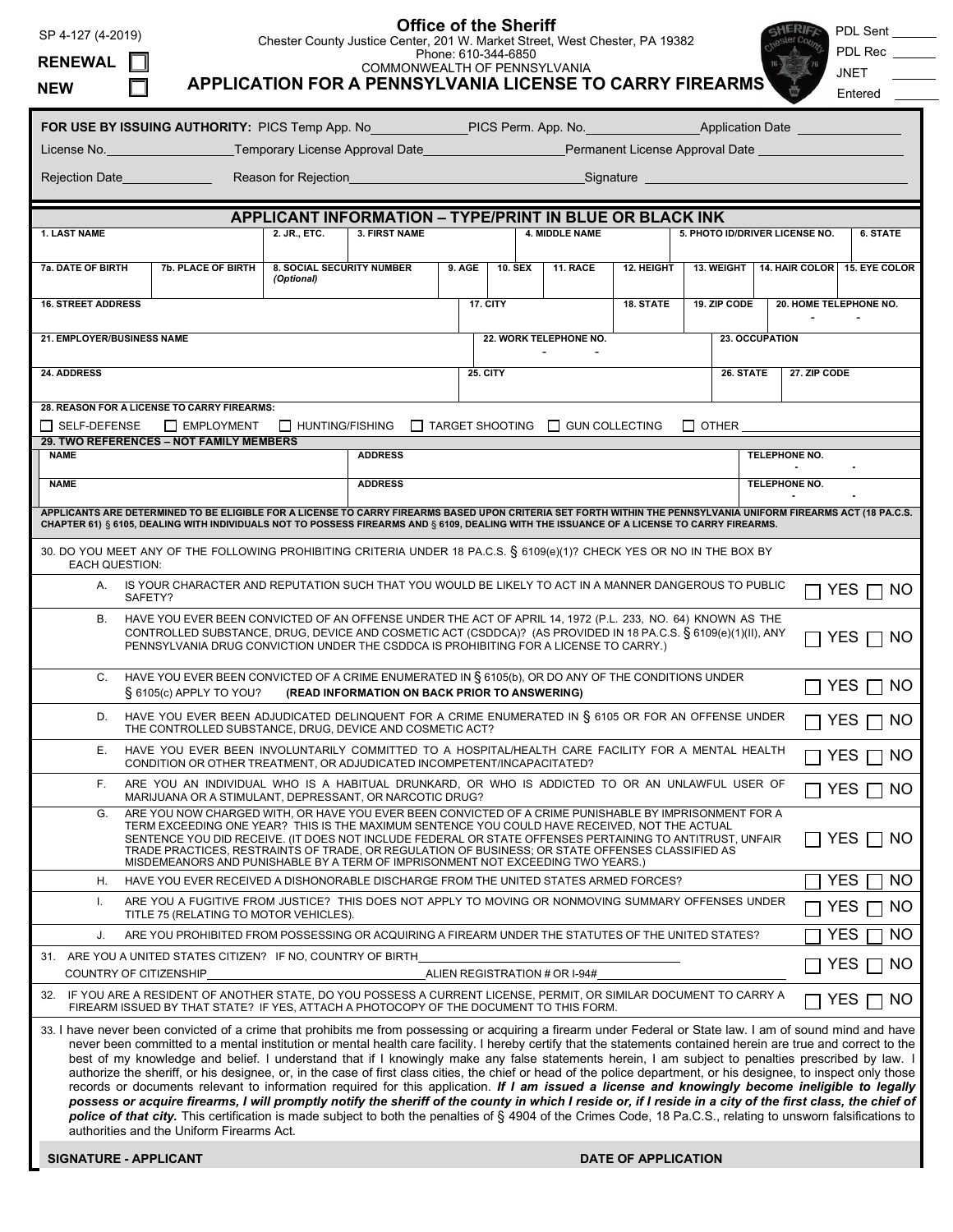SP 4-127 (4-2019)

**RENEWAL** ☐

**NEW** ☐

# Office of the Sheriff

Chester County Justice Center, 201 W. Market Street, West Chester, PA 19382
Phone: 610-344-6850
COMMONWEALTH OF PENNSYLVANIA

## APPLICATION FOR A PENNSYLVANIA LICENSE TO CARRY FIREARMS

PDL Sent ______
PDL Rec ______
JNET ______
Entered ______

**FOR USE BY ISSUING AUTHORITY:** PICS Temp App. No____________ PICS Perm. App. No.______________ Application Date ______________

License No.________________ Temporary License Approval Date__________________ Permanent License Approval Date __________________

Rejection Date____________ Reason for Rejection________________________________ Signature ______________________________

## APPLICANT INFORMATION – TYPE/PRINT IN BLUE OR BLACK INK

| 1. LAST NAME | 2. JR., ETC. | 3. FIRST NAME | 4. MIDDLE NAME | 5. PHOTO ID/DRIVER LICENSE NO. | 6. STATE |
|---|---|---|---|---|---|
| | | | | | |

| 7a. DATE OF BIRTH | 7b. PLACE OF BIRTH | 8. SOCIAL SECURITY NUMBER (Optional) | 9. AGE | 10. SEX | 11. RACE | 12. HEIGHT | 13. WEIGHT | 14. HAIR COLOR | 15. EYE COLOR |
|---|---|---|---|---|---|---|---|---|---|
| | | | | | | | | | |

| 16. STREET ADDRESS | 17. CITY | 18. STATE | 19. ZIP CODE | 20. HOME TELEPHONE NO. |
|---|---|---|---|---|
| | | | | - - |

| 21. EMPLOYER/BUSINESS NAME | 22. WORK TELEPHONE NO. | 23. OCCUPATION |
|---|---|---|
| | - - | |

| 24. ADDRESS | 25. CITY | 26. STATE | 27. ZIP CODE |
|---|---|---|---|
| | | | |

**28. REASON FOR A LICENSE TO CARRY FIREARMS:**

☐ SELF-DEFENSE ☐ EMPLOYMENT ☐ HUNTING/FISHING ☐ TARGET SHOOTING ☐ GUN COLLECTING ☐ OTHER ____________

**29. TWO REFERENCES – NOT FAMILY MEMBERS**

| NAME | ADDRESS | TELEPHONE NO. |
|---|---|---|
| | | - - |
| | | - - |

**APPLICANTS ARE DETERMINED TO BE ELIGIBLE FOR A LICENSE TO CARRY FIREARMS BASED UPON CRITERIA SET FORTH WITHIN THE PENNSYLVANIA UNIFORM FIREARMS ACT (18 PA.C.S. CHAPTER 61) § 6105, DEALING WITH INDIVIDUALS NOT TO POSSESS FIREARMS AND § 6109, DEALING WITH THE ISSUANCE OF A LICENSE TO CARRY FIREARMS.**

30. DO YOU MEET ANY OF THE FOLLOWING PROHIBITING CRITERIA UNDER 18 PA.C.S. § 6109(e)(1)? CHECK YES OR NO IN THE BOX BY EACH QUESTION:

| | | |
|---|---|---|
| A. | IS YOUR CHARACTER AND REPUTATION SUCH THAT YOU WOULD BE LIKELY TO ACT IN A MANNER DANGEROUS TO PUBLIC SAFETY? | ☐ YES ☐ NO |
| B. | HAVE YOU EVER BEEN CONVICTED OF AN OFFENSE UNDER THE ACT OF APRIL 14, 1972 (P.L. 233, NO. 64) KNOWN AS THE CONTROLLED SUBSTANCE, DRUG, DEVICE AND COSMETIC ACT (CSDDCA)? (AS PROVIDED IN 18 PA.C.S. § 6109(e)(1)(II), ANY PENNSYLVANIA DRUG CONVICTION UNDER THE CSDDCA IS PROHIBITING FOR A LICENSE TO CARRY.) | ☐ YES ☐ NO |
| C. | HAVE YOU EVER BEEN CONVICTED OF A CRIME ENUMERATED IN § 6105(b), OR DO ANY OF THE CONDITIONS UNDER § 6105(c) APPLY TO YOU? **(READ INFORMATION ON BACK PRIOR TO ANSWERING)** | ☐ YES ☐ NO |
| D. | HAVE YOU EVER BEEN ADJUDICATED DELINQUENT FOR A CRIME ENUMERATED IN § 6105 OR FOR AN OFFENSE UNDER THE CONTROLLED SUBSTANCE, DRUG, DEVICE AND COSMETIC ACT? | ☐ YES ☐ NO |
| E. | HAVE YOU EVER BEEN INVOLUNTARILY COMMITTED TO A HOSPITAL/HEALTH CARE FACILITY FOR A MENTAL HEALTH CONDITION OR OTHER TREATMENT, OR ADJUDICATED INCOMPETENT/INCAPACITATED? | ☐ YES ☐ NO |
| F. | ARE YOU AN INDIVIDUAL WHO IS A HABITUAL DRUNKARD, OR WHO IS ADDICTED TO OR AN UNLAWFUL USER OF MARIJUANA OR A STIMULANT, DEPRESSANT, OR NARCOTIC DRUG? | ☐ YES ☐ NO |
| G. | ARE YOU NOW CHARGED WITH, OR HAVE YOU EVER BEEN CONVICTED OF A CRIME PUNISHABLE BY IMPRISONMENT FOR A TERM EXCEEDING ONE YEAR? THIS IS THE MAXIMUM SENTENCE YOU COULD HAVE RECEIVED, NOT THE ACTUAL SENTENCE YOU DID RECEIVE. (IT DOES NOT INCLUDE FEDERAL OR STATE OFFENSES PERTAINING TO ANTITRUST, UNFAIR TRADE PRACTICES, RESTRAINTS OF TRADE, OR REGULATION OF BUSINESS; OR STATE OFFENSES CLASSIFIED AS MISDEMEANORS AND PUNISHABLE BY A TERM OF IMPRISONMENT NOT EXCEEDING TWO YEARS.) | ☐ YES ☐ NO |
| H. | HAVE YOU EVER RECEIVED A DISHONORABLE DISCHARGE FROM THE UNITED STATES ARMED FORCES? | ☐ YES ☐ NO |
| I. | ARE YOU A FUGITIVE FROM JUSTICE? THIS DOES NOT APPLY TO MOVING OR NONMOVING SUMMARY OFFENSES UNDER TITLE 75 (RELATING TO MOTOR VEHICLES). | ☐ YES ☐ NO |
| J. | ARE YOU PROHIBITED FROM POSSESSING OR ACQUIRING A FIREARM UNDER THE STATUTES OF THE UNITED STATES? | ☐ YES ☐ NO |

31. ARE YOU A UNITED STATES CITIZEN? IF NO, COUNTRY OF BIRTH______________________________ ☐ YES ☐ NO
COUNTRY OF CITIZENSHIP______________________________ ALIEN REGISTRATION # OR I-94#______________________

32. IF YOU ARE A RESIDENT OF ANOTHER STATE, DO YOU POSSESS A CURRENT LICENSE, PERMIT, OR SIMILAR DOCUMENT TO CARRY A FIREARM ISSUED BY THAT STATE? IF YES, ATTACH A PHOTOCOPY OF THE DOCUMENT TO THIS FORM. ☐ YES ☐ NO

33. I have never been convicted of a crime that prohibits me from possessing or acquiring a firearm under Federal or State law. I am of sound mind and have never been committed to a mental institution or mental health care facility. I hereby certify that the statements contained herein are true and correct to the best of my knowledge and belief. I understand that if I knowingly make any false statements herein, I am subject to penalties prescribed by law. I authorize the sheriff, or his designee, or, in the case of first class cities, the chief or head of the police department, or his designee, to inspect only those records or documents relevant to information required for this application. ***If I am issued a license and knowingly become ineligible to legally possess or acquire firearms, I will promptly notify the sheriff of the county in which I reside or, if I reside in a city of the first class, the chief of police of that city.*** This certification is made subject to both the penalties of § 4904 of the Crimes Code, 18 Pa.C.S., relating to unsworn falsifications to authorities and the Uniform Firearms Act.

**SIGNATURE - APPLICANT** **DATE OF APPLICATION**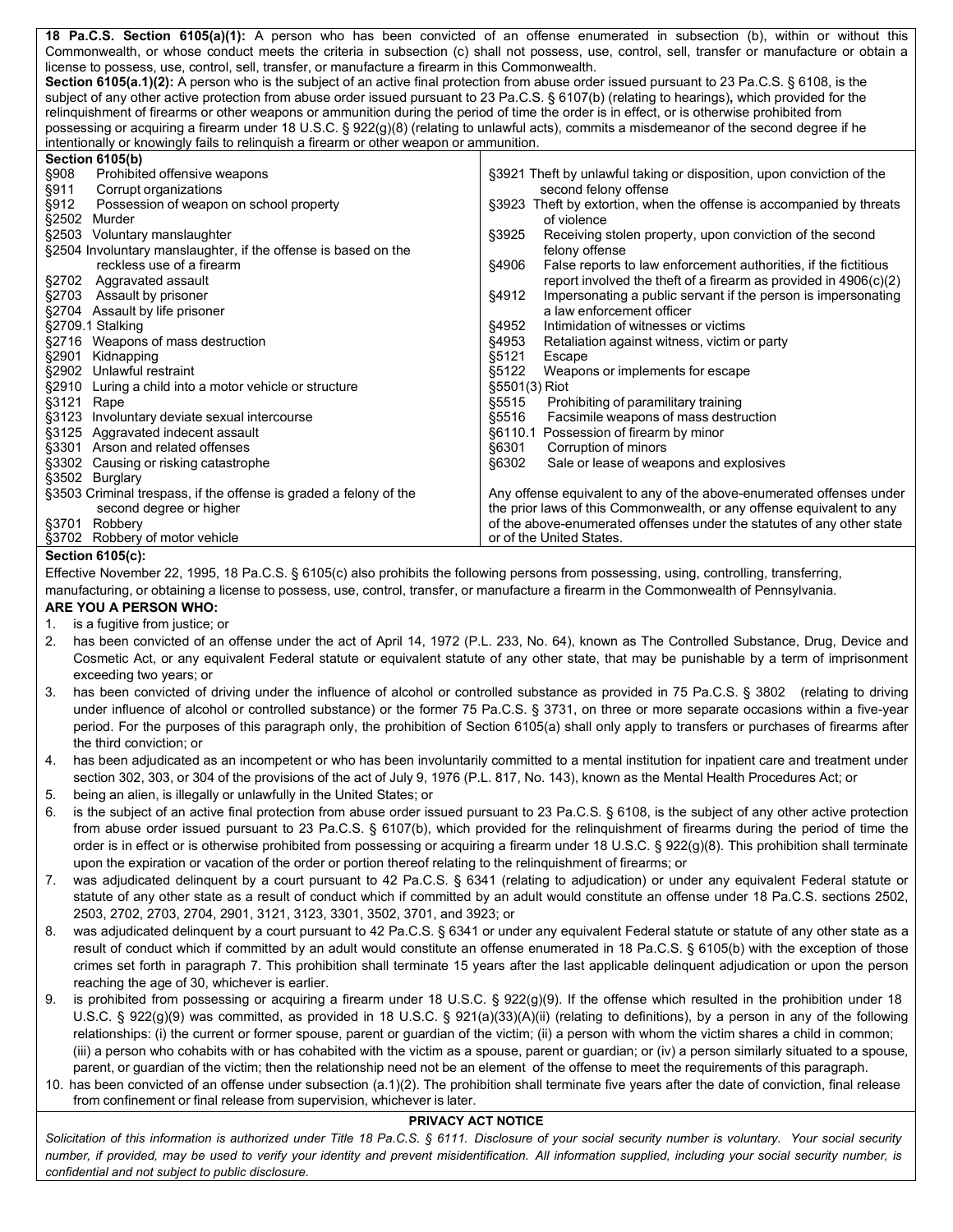**18 Pa.C.S. Section 6105(a)(1):** A person who has been convicted of an offense enumerated in subsection (b), within or without this Commonwealth, or whose conduct meets the criteria in subsection (c) shall not possess, use, control, sell, transfer or manufacture or obtain a license to possess, use, control, sell, transfer or manufacture a firearm in this Commonwealth.

**Section 6105(a.1)(2):** A person who is the subject of an active final protection from abuse order issued pursuant to 23 Pa.C.S. § 6108, is the subject of any other active protection from abuse order issued pursuant to 23 Pa.C.S. § 6107(b) (relating to hearings), which provided for the relinquishment of firearms or other weapons or ammunition during the period of time the order is in effect, or is otherwise prohibited from possessing or acquiring a firearm under 18 U.S.C. § 922(g)(8) (relating to unlawful acts), commits a misdemeanor of the second degree if he intentionally or knowingly fails to relinquish a firearm or other weapon or ammunition.

**Section 6105(b)**

- §908 Prohibited offensive weapons
- §911 Corrupt organizations
- §912 Possession of weapon on school property
- §2502 Murder
- §2503 Voluntary manslaughter
- §2504 Involuntary manslaughter, if the offense is based on the reckless use of a firearm
- §2702 Aggravated assault
- §2703 Assault by prisoner
- §2704 Assault by life prisoner
- §2709.1 Stalking
- §2716 Weapons of mass destruction
- §2901 Kidnapping
- §2902 Unlawful restraint
- §2910 Luring a child into a motor vehicle or structure
- §3121 Rape
- §3123 Involuntary deviate sexual intercourse
- §3125 Aggravated indecent assault
- §3301 Arson and related offenses
- §3302 Causing or risking catastrophe
- §3502 Burglary
- §3503 Criminal trespass, if the offense is graded a felony of the second degree or higher
- §3701 Robbery
- §3702 Robbery of motor vehicle
- §3921 Theft by unlawful taking or disposition, upon conviction of the second felony offense
- §3923 Theft by extortion, when the offense is accompanied by threats of violence
- §3925 Receiving stolen property, upon conviction of the second felony offense
- §4906 False reports to law enforcement authorities, if the fictitious report involved the theft of a firearm as provided in 4906(c)(2)
- §4912 Impersonating a public servant if the person is impersonating a law enforcement officer
- §4952 Intimidation of witnesses or victims
- §4953 Retaliation against witness, victim or party
- §5121 Escape
- §5122 Weapons or implements for escape
- §5501(3) Riot
- §5515 Prohibiting of paramilitary training
- §5516 Facsimile weapons of mass destruction
- §6110.1 Possession of firearm by minor
- §6301 Corruption of minors
- §6302 Sale or lease of weapons and explosives

Any offense equivalent to any of the above-enumerated offenses under the prior laws of this Commonwealth, or any offense equivalent to any of the above-enumerated offenses under the statutes of any other state or of the United States.

**Section 6105(c):**

Effective November 22, 1995, 18 Pa.C.S. § 6105(c) also prohibits the following persons from possessing, using, controlling, transferring, manufacturing, or obtaining a license to possess, use, control, transfer, or manufacture a firearm in the Commonwealth of Pennsylvania.

**ARE YOU A PERSON WHO:**

1. is a fugitive from justice; or
2. has been convicted of an offense under the act of April 14, 1972 (P.L. 233, No. 64), known as The Controlled Substance, Drug, Device and Cosmetic Act, or any equivalent Federal statute or equivalent statute of any other state, that may be punishable by a term of imprisonment exceeding two years; or
3. has been convicted of driving under the influence of alcohol or controlled substance as provided in 75 Pa.C.S. § 3802 (relating to driving under influence of alcohol or controlled substance) or the former 75 Pa.C.S. § 3731, on three or more separate occasions within a five-year period. For the purposes of this paragraph only, the prohibition of Section 6105(a) shall only apply to transfers or purchases of firearms after the third conviction; or
4. has been adjudicated as an incompetent or who has been involuntarily committed to a mental institution for inpatient care and treatment under section 302, 303, or 304 of the provisions of the act of July 9, 1976 (P.L. 817, No. 143), known as the Mental Health Procedures Act; or
5. being an alien, is illegally or unlawfully in the United States; or
6. is the subject of an active final protection from abuse order issued pursuant to 23 Pa.C.S. § 6108, is the subject of any other active protection from abuse order issued pursuant to 23 Pa.C.S. § 6107(b), which provided for the relinquishment of firearms during the period of time the order is in effect or is otherwise prohibited from possessing or acquiring a firearm under 18 U.S.C. § 922(g)(8). This prohibition shall terminate upon the expiration or vacation of the order or portion thereof relating to the relinquishment of firearms; or
7. was adjudicated delinquent by a court pursuant to 42 Pa.C.S. § 6341 (relating to adjudication) or under any equivalent Federal statute or statute of any other state as a result of conduct which if committed by an adult would constitute an offense under 18 Pa.C.S. sections 2502, 2503, 2702, 2703, 2704, 2901, 3121, 3123, 3301, 3502, 3701, and 3923; or
8. was adjudicated delinquent by a court pursuant to 42 Pa.C.S. § 6341 or under any equivalent Federal statute or statute of any other state as a result of conduct which if committed by an adult would constitute an offense enumerated in 18 Pa.C.S. § 6105(b) with the exception of those crimes set forth in paragraph 7. This prohibition shall terminate 15 years after the last applicable delinquent adjudication or upon the person reaching the age of 30, whichever is earlier.
9. is prohibited from possessing or acquiring a firearm under 18 U.S.C. § 922(g)(9). If the offense which resulted in the prohibition under 18 U.S.C. § 922(g)(9) was committed, as provided in 18 U.S.C. § 921(a)(33)(A)(ii) (relating to definitions), by a person in any of the following relationships: (i) the current or former spouse, parent or guardian of the victim; (ii) a person with whom the victim shares a child in common; (iii) a person who cohabits with or has cohabited with the victim as a spouse, parent or guardian; or (iv) a person similarly situated to a spouse, parent, or guardian of the victim; then the relationship need not be an element of the offense to meet the requirements of this paragraph.
10. has been convicted of an offense under subsection (a.1)(2). The prohibition shall terminate five years after the date of conviction, final release from confinement or final release from supervision, whichever is later.

**PRIVACY ACT NOTICE**

*Solicitation of this information is authorized under Title 18 Pa.C.S. § 6111. Disclosure of your social security number is voluntary. Your social security number, if provided, may be used to verify your identity and prevent misidentification. All information supplied, including your social security number, is confidential and not subject to public disclosure.*